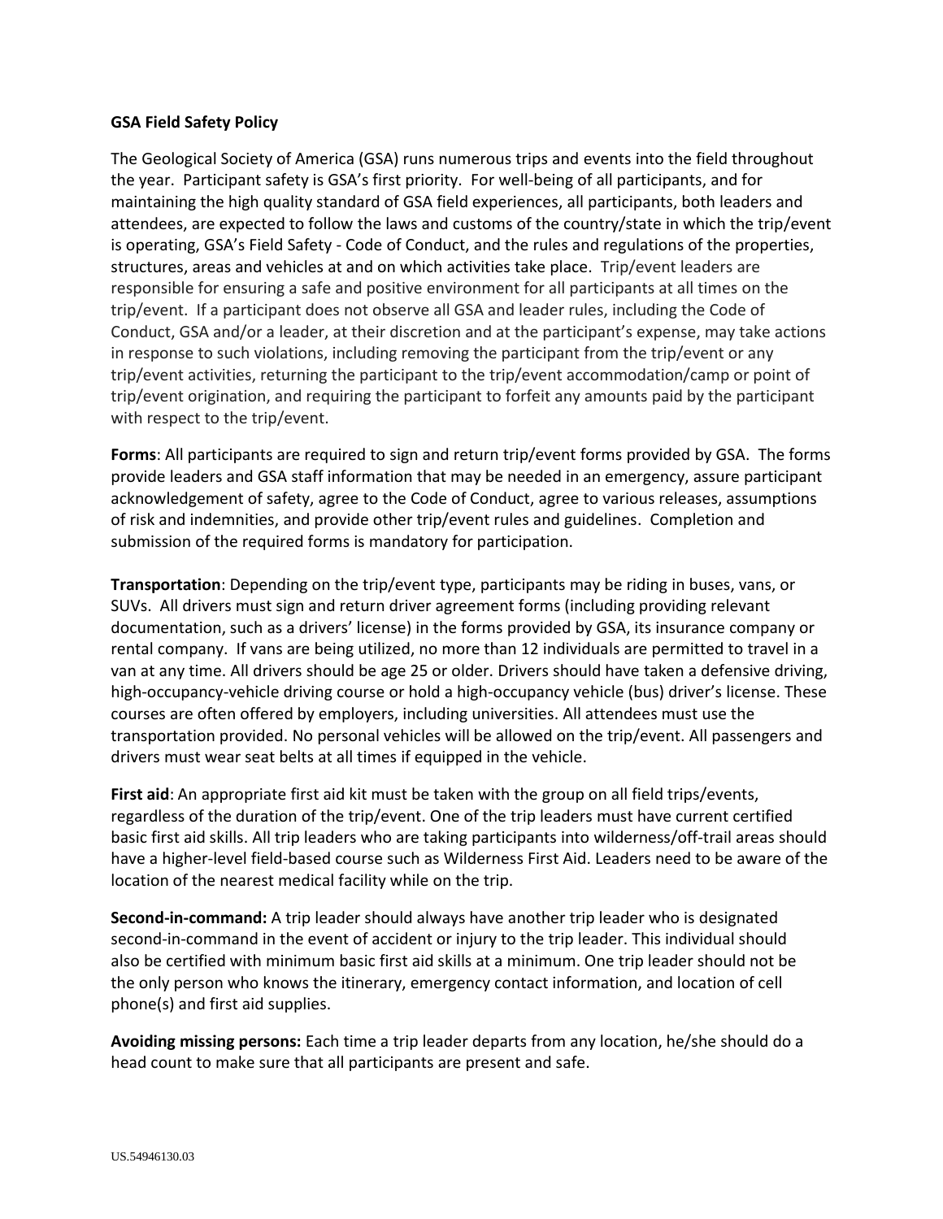**GSA Field Safety Policy**

The Geological Society of America (GSA) runs numerous trips and events into the field throughout the year. Participant safety is GSA's first priority. For well-being of all participants, and for maintaining the high quality standard of GSA field experiences, all participants, both leaders and attendees, are expected to follow the laws and customs of the country/state in which the trip/event is operating, GSA's Field Safety - Code of Conduct, and the rules and regulations of the properties, structures, areas and vehicles at and on which activities take place. Trip/event leaders are responsible for ensuring a safe and positive environment for all participants at all times on the trip/event. If a participant does not observe all GSA and leader rules, including the Code of Conduct, GSA and/or a leader, at their discretion and at the participant's expense, may take actions in response to such violations, including removing the participant from the trip/event or any trip/event activities, returning the participant to the trip/event accommodation/camp or point of trip/event origination, and requiring the participant to forfeit any amounts paid by the participant with respect to the trip/event.

**Forms**: All participants are required to sign and return trip/event forms provided by GSA. The forms provide leaders and GSA staff information that may be needed in an emergency, assure participant acknowledgement of safety, agree to the Code of Conduct, agree to various releases, assumptions of risk and indemnities, and provide other trip/event rules and guidelines. Completion and submission of the required forms is mandatory for participation.

**Transportation**: Depending on the trip/event type, participants may be riding in buses, vans, or SUVs. All drivers must sign and return driver agreement forms (including providing relevant documentation, such as a drivers' license) in the forms provided by GSA, its insurance company or rental company. If vans are being utilized, no more than 12 individuals are permitted to travel in a van at any time. All drivers should be age 25 or older. Drivers should have taken a defensive driving, high-occupancy-vehicle driving course or hold a high-occupancy vehicle (bus) driver's license. These courses are often offered by employers, including universities. All attendees must use the transportation provided. No personal vehicles will be allowed on the trip/event. All passengers and drivers must wear seat belts at all times if equipped in the vehicle.

**First aid**: An appropriate first aid kit must be taken with the group on all field trips/events, regardless of the duration of the trip/event. One of the trip leaders must have current certified basic first aid skills. All trip leaders who are taking participants into wilderness/off-trail areas should have a higher-level field-based course such as Wilderness First Aid. Leaders need to be aware of the location of the nearest medical facility while on the trip.

**Second-in-command:** A trip leader should always have another trip leader who is designated second-in-command in the event of accident or injury to the trip leader. This individual should also be certified with minimum basic first aid skills at a minimum. One trip leader should not be the only person who knows the itinerary, emergency contact information, and location of cell phone(s) and first aid supplies.

**Avoiding missing persons:** Each time a trip leader departs from any location, he/she should do a head count to make sure that all participants are present and safe.

US.54946130.03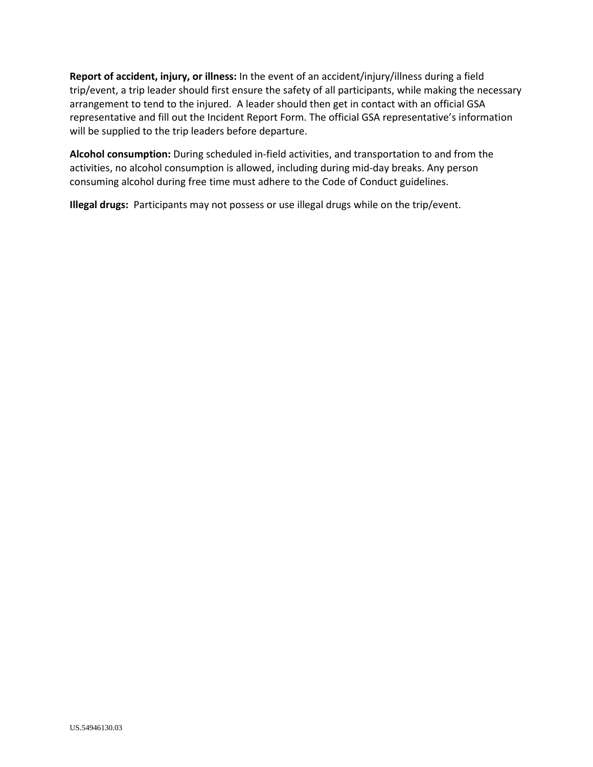**Report of accident, injury, or illness:** In the event of an accident/injury/illness during a field trip/event, a trip leader should first ensure the safety of all participants, while making the necessary arrangement to tend to the injured. A leader should then get in contact with an official GSA representative and fill out the Incident Report Form. The official GSA representative's information will be supplied to the trip leaders before departure.

**Alcohol consumption:** During scheduled in-field activities, and transportation to and from the activities, no alcohol consumption is allowed, including during mid-day breaks. Any person consuming alcohol during free time must adhere to the Code of Conduct guidelines.

**Illegal drugs:** Participants may not possess or use illegal drugs while on the trip/event.